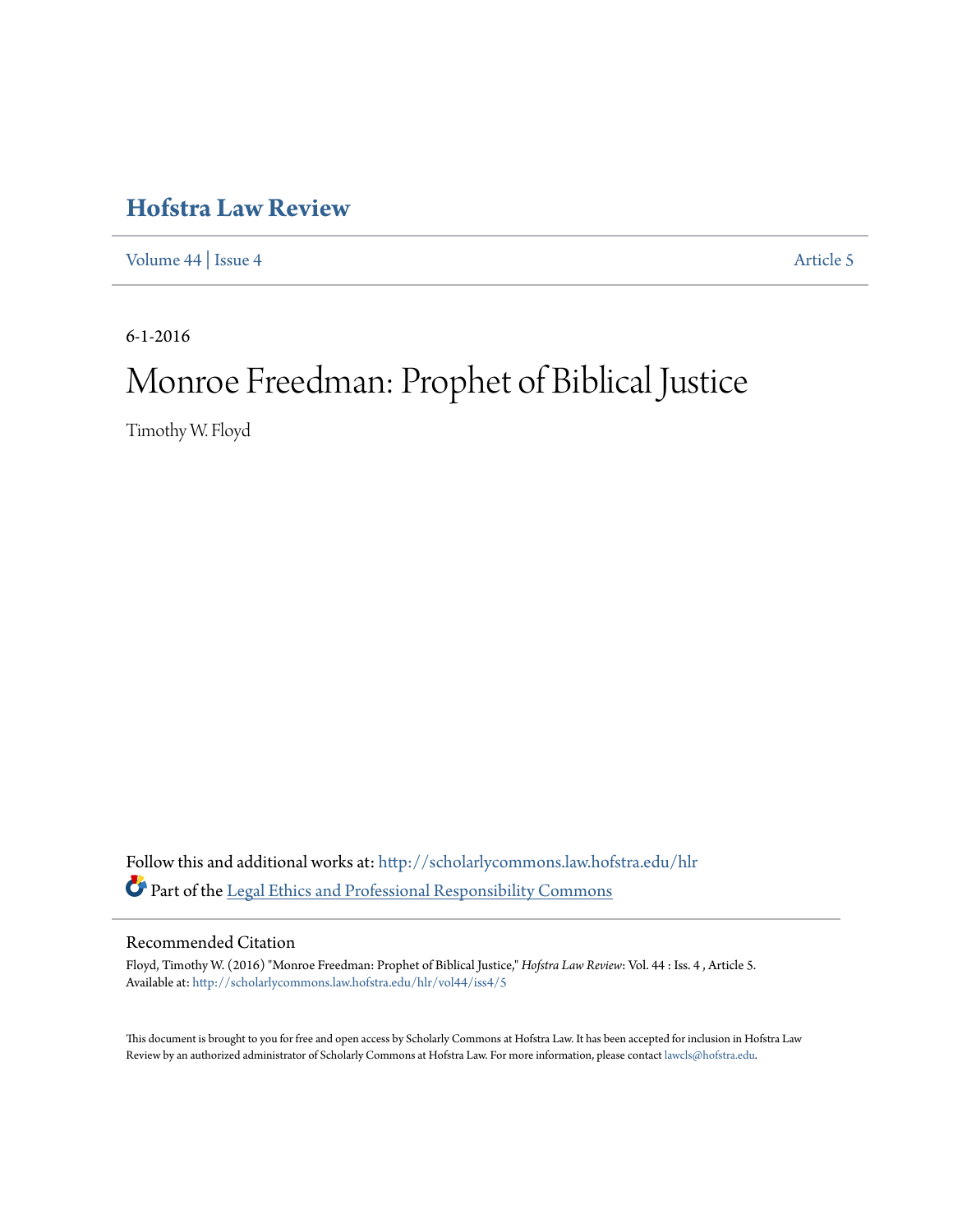# Hofstra Law Review

Volume 44 | Issue 4 Article 5

6-1-2016

# Monroe Freedman: Prophet of Biblical Justice

Timothy W. Floyd

Follow this and additional works at: http://scholarlycommons.law.hofstra.edu/hlr

Part of the Legal Ethics and Professional Responsibility Commons

## Recommended Citation

Floyd, Timothy W. (2016) "Monroe Freedman: Prophet of Biblical Justice," *Hofstra Law Review*: Vol. 44 : Iss. 4 , Article 5.
Available at: http://scholarlycommons.law.hofstra.edu/hlr/vol44/iss4/5

This document is brought to you for free and open access by Scholarly Commons at Hofstra Law. It has been accepted for inclusion in Hofstra Law Review by an authorized administrator of Scholarly Commons at Hofstra Law. For more information, please contact lawcls@hofstra.edu.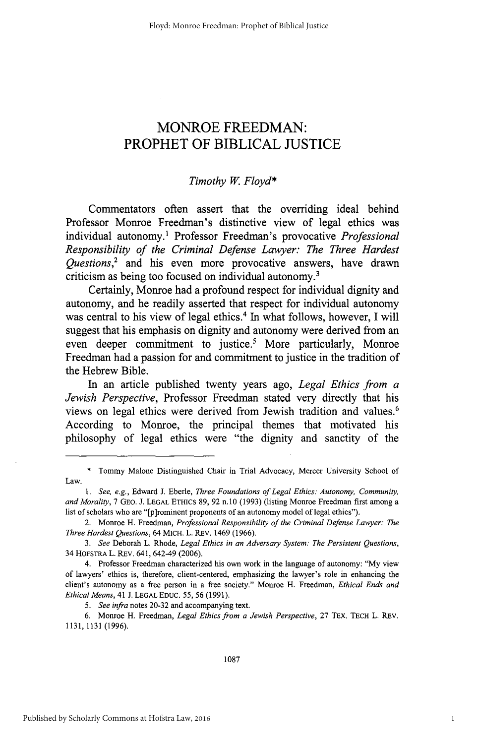# MONROE FREEDMAN: PROPHET OF BIBLICAL JUSTICE

*Timothy W. Floyd\**

Commentators often assert that the overriding ideal behind Professor Monroe Freedman's distinctive view of legal ethics was individual autonomy.[1] Professor Freedman's provocative *Professional Responsibility of the Criminal Defense Lawyer: The Three Hardest Questions*,[2] and his even more provocative answers, have drawn criticism as being too focused on individual autonomy.[3]

Certainly, Monroe had a profound respect for individual dignity and autonomy, and he readily asserted that respect for individual autonomy was central to his view of legal ethics.[4] In what follows, however, I will suggest that his emphasis on dignity and autonomy were derived from an even deeper commitment to justice.[5] More particularly, Monroe Freedman had a passion for and commitment to justice in the tradition of the Hebrew Bible.

In an article published twenty years ago, *Legal Ethics from a Jewish Perspective*, Professor Freedman stated very directly that his views on legal ethics were derived from Jewish tradition and values.[6] According to Monroe, the principal themes that motivated his philosophy of legal ethics were "the dignity and sanctity of the

---

\* Tommy Malone Distinguished Chair in Trial Advocacy, Mercer University School of Law.

1. *See, e.g.*, Edward J. Eberle, *Three Foundations of Legal Ethics: Autonomy, Community, and Morality*, 7 GEO. J. LEGAL ETHICS 89, 92 n.10 (1993) (listing Monroe Freedman first among a list of scholars who are "[p]rominent proponents of an autonomy model of legal ethics").

2. Monroe H. Freedman, *Professional Responsibility of the Criminal Defense Lawyer: The Three Hardest Questions*, 64 MICH. L. REV. 1469 (1966).

3. *See* Deborah L. Rhode, *Legal Ethics in an Adversary System: The Persistent Questions*, 34 HOFSTRA L. REV. 641, 642-49 (2006).

4. Professor Freedman characterized his own work in the language of autonomy: "My view of lawyers' ethics is, therefore, client-centered, emphasizing the lawyer's role in enhancing the client's autonomy as a free person in a free society." Monroe H. Freedman, *Ethical Ends and Ethical Means*, 41 J. LEGAL EDUC. 55, 56 (1991).

5. *See infra* notes 20-32 and accompanying text.

6. Monroe H. Freedman, *Legal Ethics from a Jewish Perspective*, 27 TEX. TECH L. REV. 1131, 1131 (1996).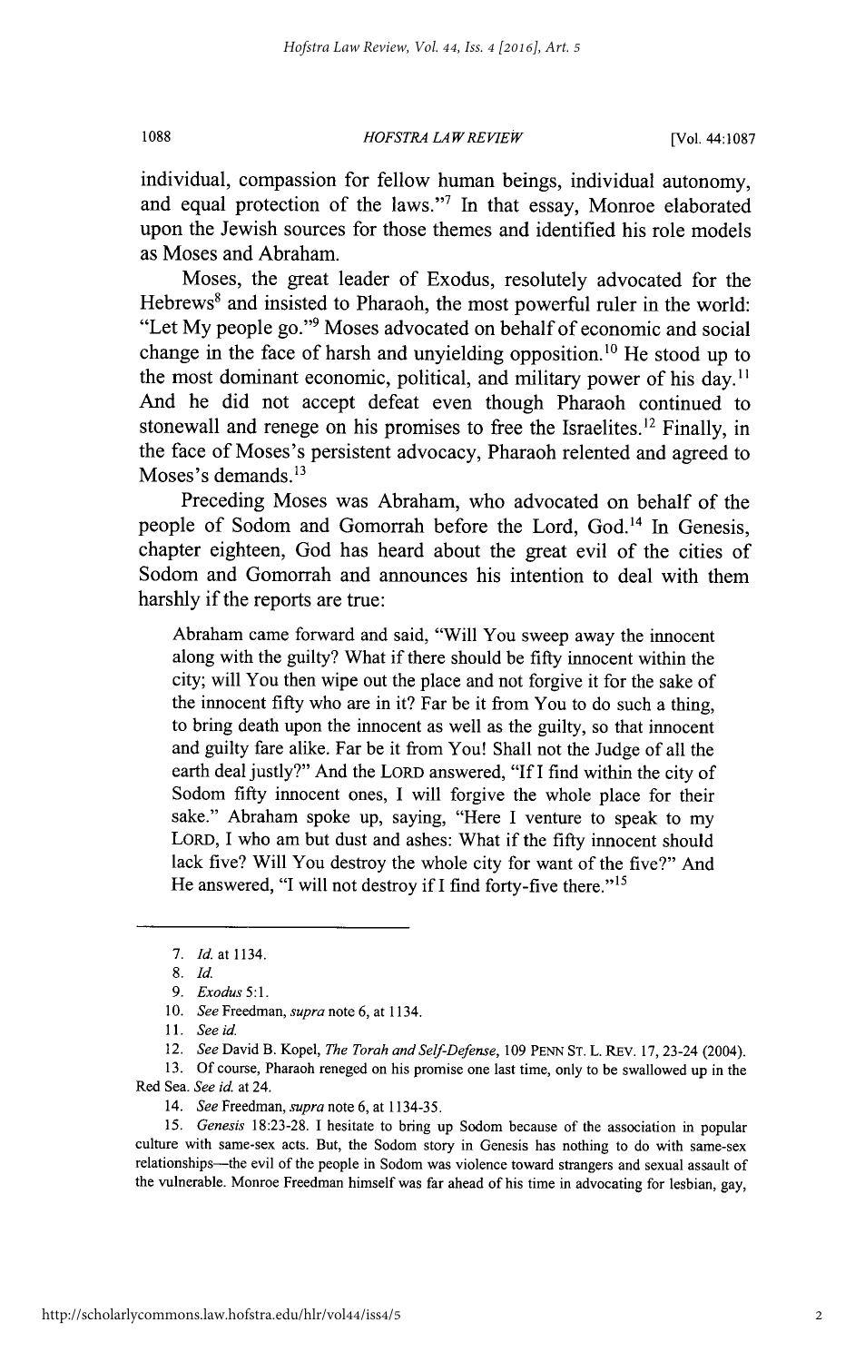individual, compassion for fellow human beings, individual autonomy, and equal protection of the laws."[7] In that essay, Monroe elaborated upon the Jewish sources for those themes and identified his role models as Moses and Abraham.

Moses, the great leader of Exodus, resolutely advocated for the Hebrews[8] and insisted to Pharaoh, the most powerful ruler in the world: "Let My people go."[9] Moses advocated on behalf of economic and social change in the face of harsh and unyielding opposition.[10] He stood up to the most dominant economic, political, and military power of his day.[11] And he did not accept defeat even though Pharaoh continued to stonewall and renege on his promises to free the Israelites.[12] Finally, in the face of Moses's persistent advocacy, Pharaoh relented and agreed to Moses's demands.[13]

Preceding Moses was Abraham, who advocated on behalf of the people of Sodom and Gomorrah before the Lord, God.[14] In Genesis, chapter eighteen, God has heard about the great evil of the cities of Sodom and Gomorrah and announces his intention to deal with them harshly if the reports are true:

> Abraham came forward and said, "Will You sweep away the innocent along with the guilty? What if there should be fifty innocent within the city; will You then wipe out the place and not forgive it for the sake of the innocent fifty who are in it? Far be it from You to do such a thing, to bring death upon the innocent as well as the guilty, so that innocent and guilty fare alike. Far be it from You! Shall not the Judge of all the earth deal justly?" And the LORD answered, "If I find within the city of Sodom fifty innocent ones, I will forgive the whole place for their sake." Abraham spoke up, saying, "Here I venture to speak to my LORD, I who am but dust and ashes: What if the fifty innocent should lack five? Will You destroy the whole city for want of the five?" And He answered, "I will not destroy if I find forty-five there."[15]

---

7. *Id.* at 1134.

8. *Id.*

9. *Exodus* 5:1.

10. *See* Freedman, *supra* note 6, at 1134.

11. *See id.*

12. *See* David B. Kopel, *The Torah and Self-Defense*, 109 PENN ST. L. REV. 17, 23-24 (2004).

13. Of course, Pharaoh reneged on his promise one last time, only to be swallowed up in the Red Sea. *See id.* at 24.

14. *See* Freedman, *supra* note 6, at 1134-35.

15. *Genesis* 18:23-28. I hesitate to bring up Sodom because of the association in popular culture with same-sex acts. But, the Sodom story in Genesis has nothing to do with same-sex relationships—the evil of the people in Sodom was violence toward strangers and sexual assault of the vulnerable. Monroe Freedman himself was far ahead of his time in advocating for lesbian, gay,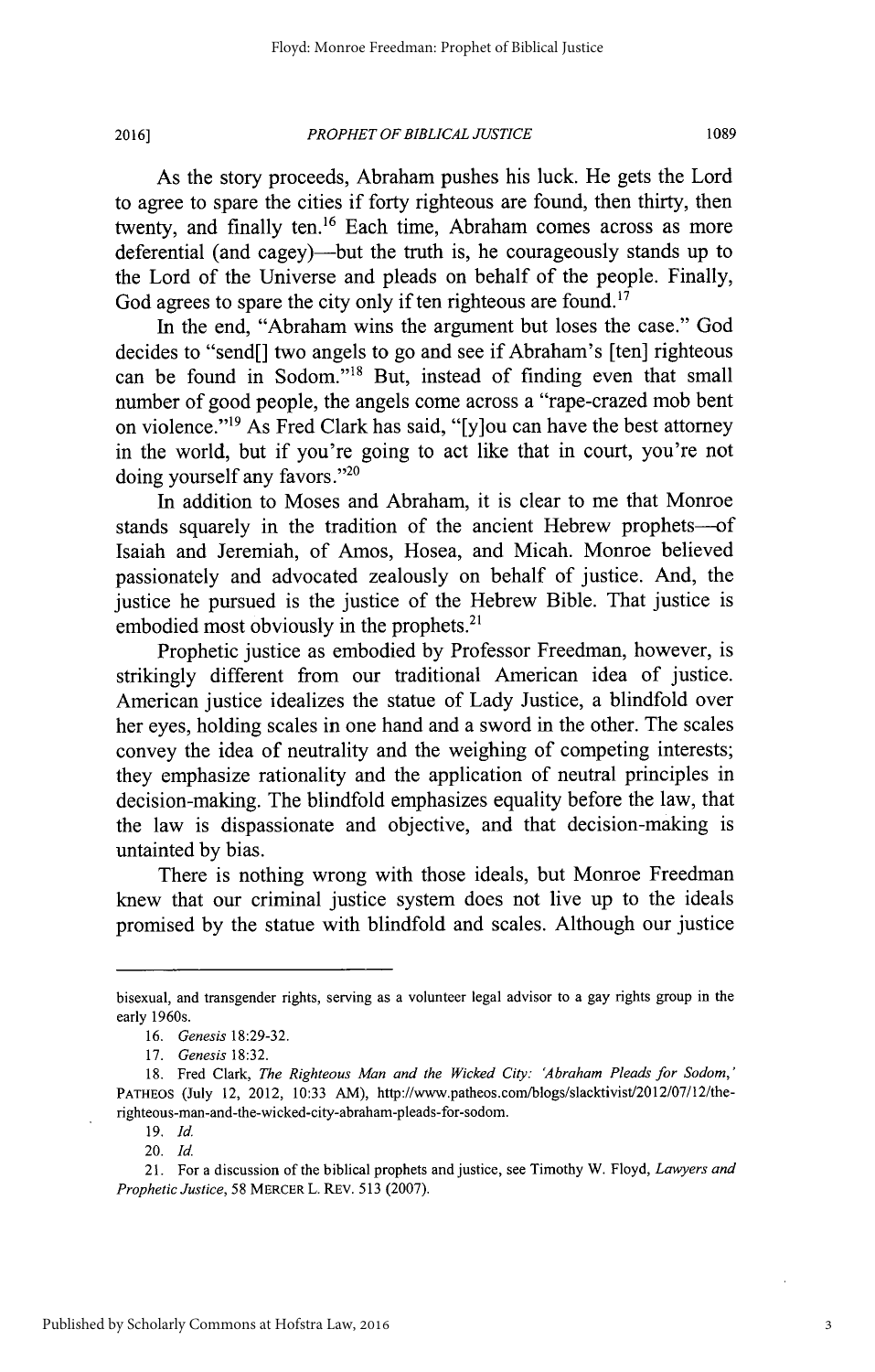As the story proceeds, Abraham pushes his luck. He gets the Lord to agree to spare the cities if forty righteous are found, then thirty, then twenty, and finally ten.[16] Each time, Abraham comes across as more deferential (and cagey)—but the truth is, he courageously stands up to the Lord of the Universe and pleads on behalf of the people. Finally, God agrees to spare the city only if ten righteous are found.[17]

In the end, "Abraham wins the argument but loses the case." God decides to "send[] two angels to go and see if Abraham's [ten] righteous can be found in Sodom."[18] But, instead of finding even that small number of good people, the angels come across a "rape-crazed mob bent on violence."[19] As Fred Clark has said, "[y]ou can have the best attorney in the world, but if you're going to act like that in court, you're not doing yourself any favors."[20]

In addition to Moses and Abraham, it is clear to me that Monroe stands squarely in the tradition of the ancient Hebrew prophets—of Isaiah and Jeremiah, of Amos, Hosea, and Micah. Monroe believed passionately and advocated zealously on behalf of justice. And, the justice he pursued is the justice of the Hebrew Bible. That justice is embodied most obviously in the prophets.[21]

Prophetic justice as embodied by Professor Freedman, however, is strikingly different from our traditional American idea of justice. American justice idealizes the statue of Lady Justice, a blindfold over her eyes, holding scales in one hand and a sword in the other. The scales convey the idea of neutrality and the weighing of competing interests; they emphasize rationality and the application of neutral principles in decision-making. The blindfold emphasizes equality before the law, that the law is dispassionate and objective, and that decision-making is untainted by bias.

There is nothing wrong with those ideals, but Monroe Freedman knew that our criminal justice system does not live up to the ideals promised by the statue with blindfold and scales. Although our justice

---

bisexual, and transgender rights, serving as a volunteer legal advisor to a gay rights group in the early 1960s.

16. *Genesis* 18:29-32.

17. *Genesis* 18:32.

18. Fred Clark, *The Righteous Man and the Wicked City: 'Abraham Pleads for Sodom,'* PATHEOS (July 12, 2012, 10:33 AM), http://www.patheos.com/blogs/slacktivist/2012/07/12/the-righteous-man-and-the-wicked-city-abraham-pleads-for-sodom.

19. *Id.*

20. *Id.*

21. For a discussion of the biblical prophets and justice, see Timothy W. Floyd, *Lawyers and Prophetic Justice*, 58 MERCER L. REV. 513 (2007).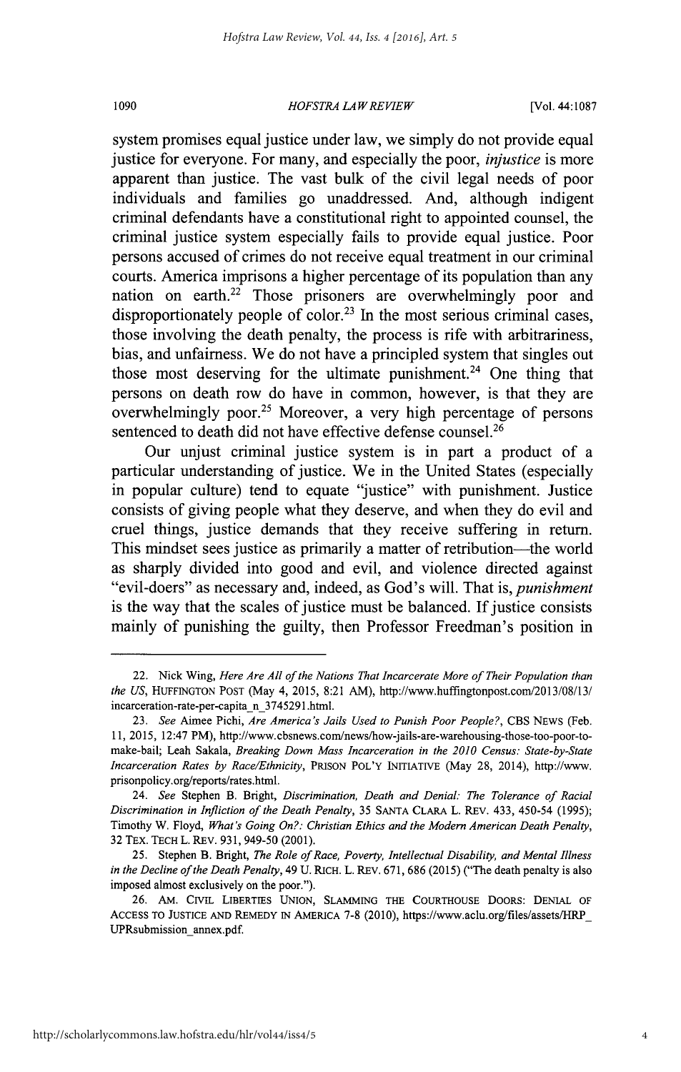system promises equal justice under law, we simply do not provide equal justice for everyone. For many, and especially the poor, *injustice* is more apparent than justice. The vast bulk of the civil legal needs of poor individuals and families go unaddressed. And, although indigent criminal defendants have a constitutional right to appointed counsel, the criminal justice system especially fails to provide equal justice. Poor persons accused of crimes do not receive equal treatment in our criminal courts. America imprisons a higher percentage of its population than any nation on earth.[22] Those prisoners are overwhelmingly poor and disproportionately people of color.[23] In the most serious criminal cases, those involving the death penalty, the process is rife with arbitrariness, bias, and unfairness. We do not have a principled system that singles out those most deserving for the ultimate punishment.[24] One thing that persons on death row do have in common, however, is that they are overwhelmingly poor.[25] Moreover, a very high percentage of persons sentenced to death did not have effective defense counsel.[26]

Our unjust criminal justice system is in part a product of a particular understanding of justice. We in the United States (especially in popular culture) tend to equate "justice" with punishment. Justice consists of giving people what they deserve, and when they do evil and cruel things, justice demands that they receive suffering in return. This mindset sees justice as primarily a matter of retribution—the world as sharply divided into good and evil, and violence directed against "evil-doers" as necessary and, indeed, as God's will. That is, *punishment* is the way that the scales of justice must be balanced. If justice consists mainly of punishing the guilty, then Professor Freedman's position in

---

22. Nick Wing, *Here Are All of the Nations That Incarcerate More of Their Population than the US*, HUFFINGTON POST (May 4, 2015, 8:21 AM), http://www.huffingtonpost.com/2013/08/13/incarceration-rate-per-capita_n_3745291.html.

23. *See* Aimee Pichi, *Are America's Jails Used to Punish Poor People?*, CBS NEWS (Feb. 11, 2015, 12:47 PM), http://www.cbsnews.com/news/how-jails-are-warehousing-those-too-poor-to-make-bail; Leah Sakala, *Breaking Down Mass Incarceration in the 2010 Census: State-by-State Incarceration Rates by Race/Ethnicity*, PRISON POL'Y INITIATIVE (May 28, 2014), http://www.prisonpolicy.org/reports/rates.html.

24. *See* Stephen B. Bright, *Discrimination, Death and Denial: The Tolerance of Racial Discrimination in Infliction of the Death Penalty*, 35 SANTA CLARA L. REV. 433, 450-54 (1995); Timothy W. Floyd, *What's Going On?: Christian Ethics and the Modern American Death Penalty*, 32 TEX. TECH L. REV. 931, 949-50 (2001).

25. Stephen B. Bright, *The Role of Race, Poverty, Intellectual Disability, and Mental Illness in the Decline of the Death Penalty*, 49 U. RICH. L. REV. 671, 686 (2015) ("The death penalty is also imposed almost exclusively on the poor.").

26. AM. CIVIL LIBERTIES UNION, SLAMMING THE COURTHOUSE DOORS: DENIAL OF ACCESS TO JUSTICE AND REMEDY IN AMERICA 7-8 (2010), https://www.aclu.org/files/assets/HRP_UPRsubmission_annex.pdf.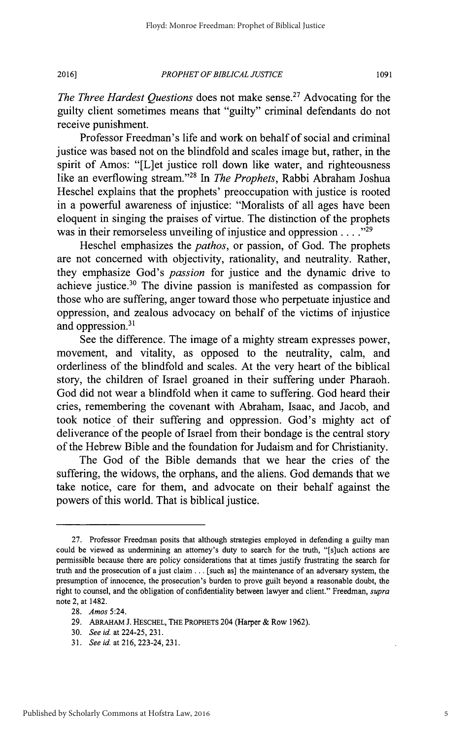*The Three Hardest Questions* does not make sense.[27] Advocating for the guilty client sometimes means that "guilty" criminal defendants do not receive punishment.

Professor Freedman's life and work on behalf of social and criminal justice was based not on the blindfold and scales image but, rather, in the spirit of Amos: "[L]et justice roll down like water, and righteousness like an everflowing stream."[28] In *The Prophets*, Rabbi Abraham Joshua Heschel explains that the prophets' preoccupation with justice is rooted in a powerful awareness of injustice: "Moralists of all ages have been eloquent in singing the praises of virtue. The distinction of the prophets was in their remorseless unveiling of injustice and oppression . . . ."[29]

Heschel emphasizes the *pathos*, or passion, of God. The prophets are not concerned with objectivity, rationality, and neutrality. Rather, they emphasize God's *passion* for justice and the dynamic drive to achieve justice.[30] The divine passion is manifested as compassion for those who are suffering, anger toward those who perpetuate injustice and oppression, and zealous advocacy on behalf of the victims of injustice and oppression.[31]

See the difference. The image of a mighty stream expresses power, movement, and vitality, as opposed to the neutrality, calm, and orderliness of the blindfold and scales. At the very heart of the biblical story, the children of Israel groaned in their suffering under Pharaoh. God did not wear a blindfold when it came to suffering. God heard their cries, remembering the covenant with Abraham, Isaac, and Jacob, and took notice of their suffering and oppression. God's mighty act of deliverance of the people of Israel from their bondage is the central story of the Hebrew Bible and the foundation for Judaism and for Christianity.

The God of the Bible demands that we hear the cries of the suffering, the widows, the orphans, and the aliens. God demands that we take notice, care for them, and advocate on their behalf against the powers of this world. That is biblical justice.

---

27. Professor Freedman posits that although strategies employed in defending a guilty man could be viewed as undermining an attorney's duty to search for the truth, "[s]uch actions are permissible because there are policy considerations that at times justify frustrating the search for truth and the prosecution of a just claim . . . [such as] the maintenance of an adversary system, the presumption of innocence, the prosecution's burden to prove guilt beyond a reasonable doubt, the right to counsel, and the obligation of confidentiality between lawyer and client." Freedman, *supra* note 2, at 1482.

28. *Amos* 5:24.

29. ABRAHAM J. HESCHEL, THE PROPHETS 204 (Harper & Row 1962).

30. *See id.* at 224-25, 231.

31. *See id.* at 216, 223-24, 231.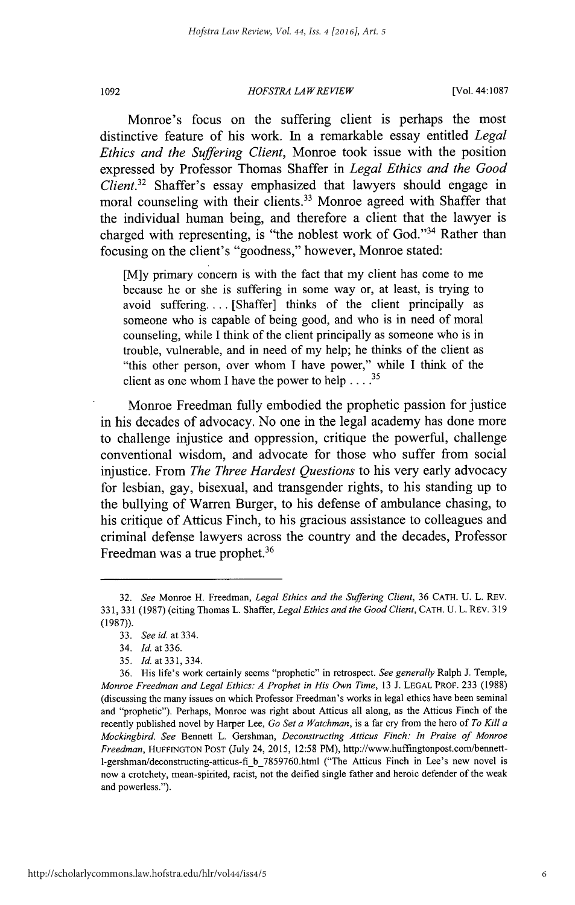Monroe's focus on the suffering client is perhaps the most distinctive feature of his work. In a remarkable essay entitled *Legal Ethics and the Suffering Client*, Monroe took issue with the position expressed by Professor Thomas Shaffer in *Legal Ethics and the Good Client*.[32] Shaffer's essay emphasized that lawyers should engage in moral counseling with their clients.[33] Monroe agreed with Shaffer that the individual human being, and therefore a client that the lawyer is charged with representing, is "the noblest work of God."[34] Rather than focusing on the client's "goodness," however, Monroe stated:

> [M]y primary concern is with the fact that my client has come to me because he or she is suffering in some way or, at least, is trying to avoid suffering. . . . [Shaffer] thinks of the client principally as someone who is capable of being good, and who is in need of moral counseling, while I think of the client principally as someone who is in trouble, vulnerable, and in need of my help; he thinks of the client as "this other person, over whom I have power," while I think of the client as one whom I have the power to help . . . .[35]

Monroe Freedman fully embodied the prophetic passion for justice in his decades of advocacy. No one in the legal academy has done more to challenge injustice and oppression, critique the powerful, challenge conventional wisdom, and advocate for those who suffer from social injustice. From *The Three Hardest Questions* to his very early advocacy for lesbian, gay, bisexual, and transgender rights, to his standing up to the bullying of Warren Burger, to his defense of ambulance chasing, to his critique of Atticus Finch, to his gracious assistance to colleagues and criminal defense lawyers across the country and the decades, Professor Freedman was a true prophet.[36]

---

32. *See* Monroe H. Freedman, *Legal Ethics and the Suffering Client*, 36 CATH. U. L. REV. 331, 331 (1987) (citing Thomas L. Shaffer, *Legal Ethics and the Good Client*, CATH. U. L. REV. 319 (1987)).

33. *See id.* at 334.

34. *Id.* at 336.

35. *Id.* at 331, 334.

36. His life's work certainly seems "prophetic" in retrospect. *See generally* Ralph J. Temple, *Monroe Freedman and Legal Ethics: A Prophet in His Own Time*, 13 J. LEGAL PROF. 233 (1988) (discussing the many issues on which Professor Freedman's works in legal ethics have been seminal and "prophetic"). Perhaps, Monroe was right about Atticus all along, as the Atticus Finch of the recently published novel by Harper Lee, *Go Set a Watchman*, is a far cry from the hero of *To Kill a Mockingbird*. *See* Bennett L. Gershman, *Deconstructing Atticus Finch: In Praise of Monroe Freedman*, HUFFINGTON POST (July 24, 2015, 12:58 PM), http://www.huffingtonpost.com/bennett-l-gershman/deconstructing-atticus-fi_b_7859760.html ("The Atticus Finch in Lee's new novel is now a crotchety, mean-spirited, racist, not the deified single father and heroic defender of the weak and powerless.").